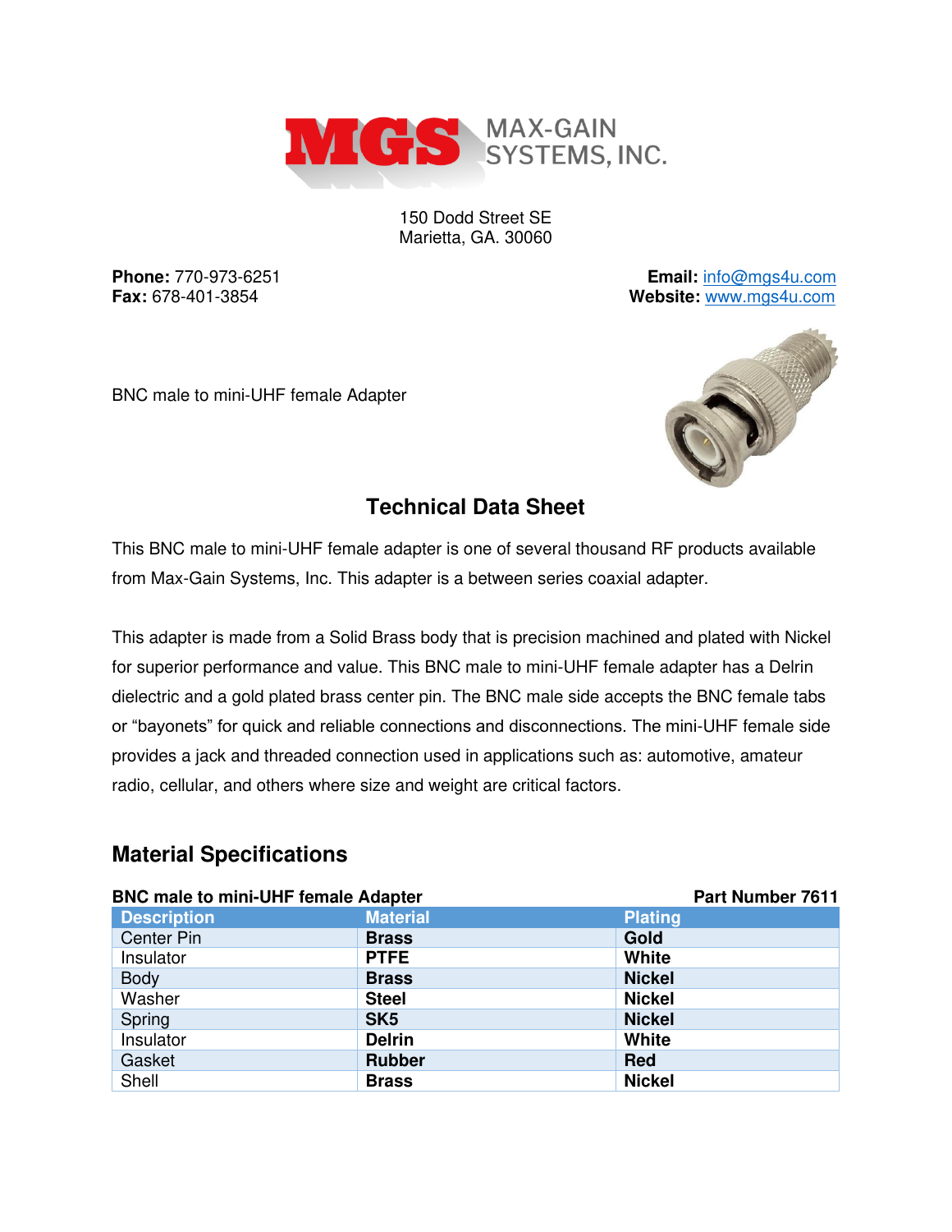MGS MAX-GAIN SYSTEMS, INC.

150 Dodd Street SE
Marietta, GA. 30060

**Phone:** 770-973-6251
**Fax:** 678-401-3854

**Email:** info@mgs4u.com
**Website:** www.mgs4u.com

BNC male to mini-UHF female Adapter

## Technical Data Sheet

This BNC male to mini-UHF female adapter is one of several thousand RF products available from Max-Gain Systems, Inc. This adapter is a between series coaxial adapter.

This adapter is made from a Solid Brass body that is precision machined and plated with Nickel for superior performance and value. This BNC male to mini-UHF female adapter has a Delrin dielectric and a gold plated brass center pin. The BNC male side accepts the BNC female tabs or "bayonets" for quick and reliable connections and disconnections. The mini-UHF female side provides a jack and threaded connection used in applications such as: automotive, amateur radio, cellular, and others where size and weight are critical factors.

## Material Specifications

**BNC male to mini-UHF female Adapter** **Part Number 7611**

| Description | Material | Plating |
|---|---|---|
| Center Pin | **Brass** | **Gold** |
| Insulator | **PTFE** | **White** |
| Body | **Brass** | **Nickel** |
| Washer | **Steel** | **Nickel** |
| Spring | **SK5** | **Nickel** |
| Insulator | **Delrin** | **White** |
| Gasket | **Rubber** | **Red** |
| Shell | **Brass** | **Nickel** |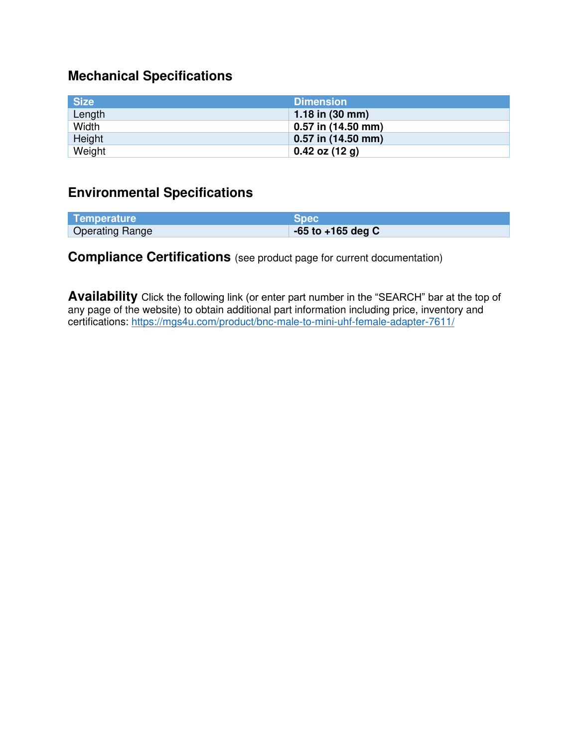## Mechanical Specifications

| Size | Dimension |
|---|---|
| Length | **1.18 in (30 mm)** |
| Width | **0.57 in (14.50 mm)** |
| Height | **0.57 in (14.50 mm)** |
| Weight | **0.42 oz (12 g)** |

## Environmental Specifications

| Temperature | Spec |
|---|---|
| Operating Range | **-65 to +165 deg C** |

**Compliance Certifications** (see product page for current documentation)

**Availability** Click the following link (or enter part number in the "SEARCH" bar at the top of any page of the website) to obtain additional part information including price, inventory and certifications: https://mgs4u.com/product/bnc-male-to-mini-uhf-female-adapter-7611/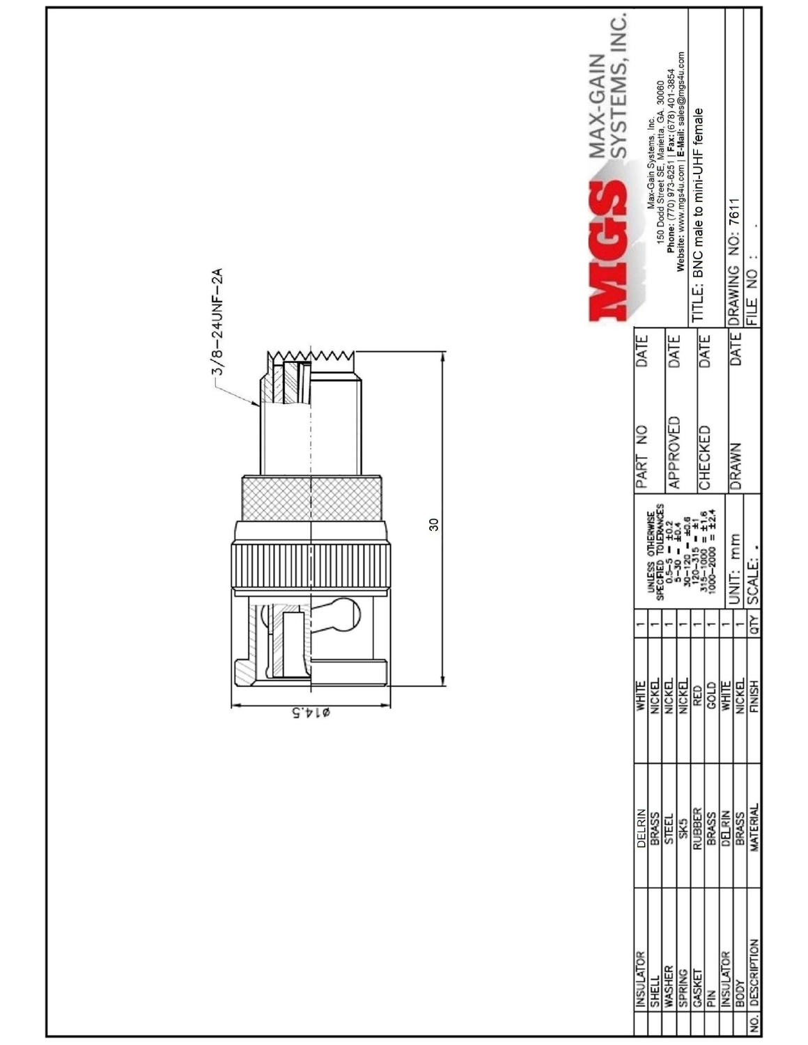3/8-24UNF-2A

ø14.5

30

| NO. | DESCRIPTION | MATERIAL | FINISH | QTY |
|---|---|---|---|---|
| | INSULATOR | DELRIN | WHITE | 1 |
| | SHELL | BRASS | NICKEL | 1 |
| | WASHER | STEEL | NICKEL | 1 |
| | SPRING | SK5 | NICKEL | 1 |
| | GASKET | RUBBER | RED | 1 |
| | PIN | BRASS | GOLD | 1 |
| | INSULATOR | DELRIN | WHITE | 1 |
| | BODY | BRASS | NICKEL | 1 |

UNLESS OTHERWISE SPECIFIED TOLERANCES
0.5–5 = ±0.2
5–30 = ±0.4
30–120 = ±0.6
120–315 = ±1
315–1000 = ±1.6
1000–2000 = ±2.4

UNIT: mm

SCALE: .

| | |
|---|---|
| PART NO | DATE |
| APPROVED | DATE |
| CHECKED | DATE |
| DRAWN | DATE |

MGS MAX-GAIN SYSTEMS, INC.

Max-Gain Systems, Inc.
150 Dodd Street SE, Marietta, GA 30060
**Phone:** (770) 973-6251 | **Fax:** (678) 401-3854
**Website:** www.mgs4u.com | **E-Mail:** sales@mgs4u.com

TITLE: BNC male to mini-UHF female

DRAWING NO: 7611

FILE NO : .